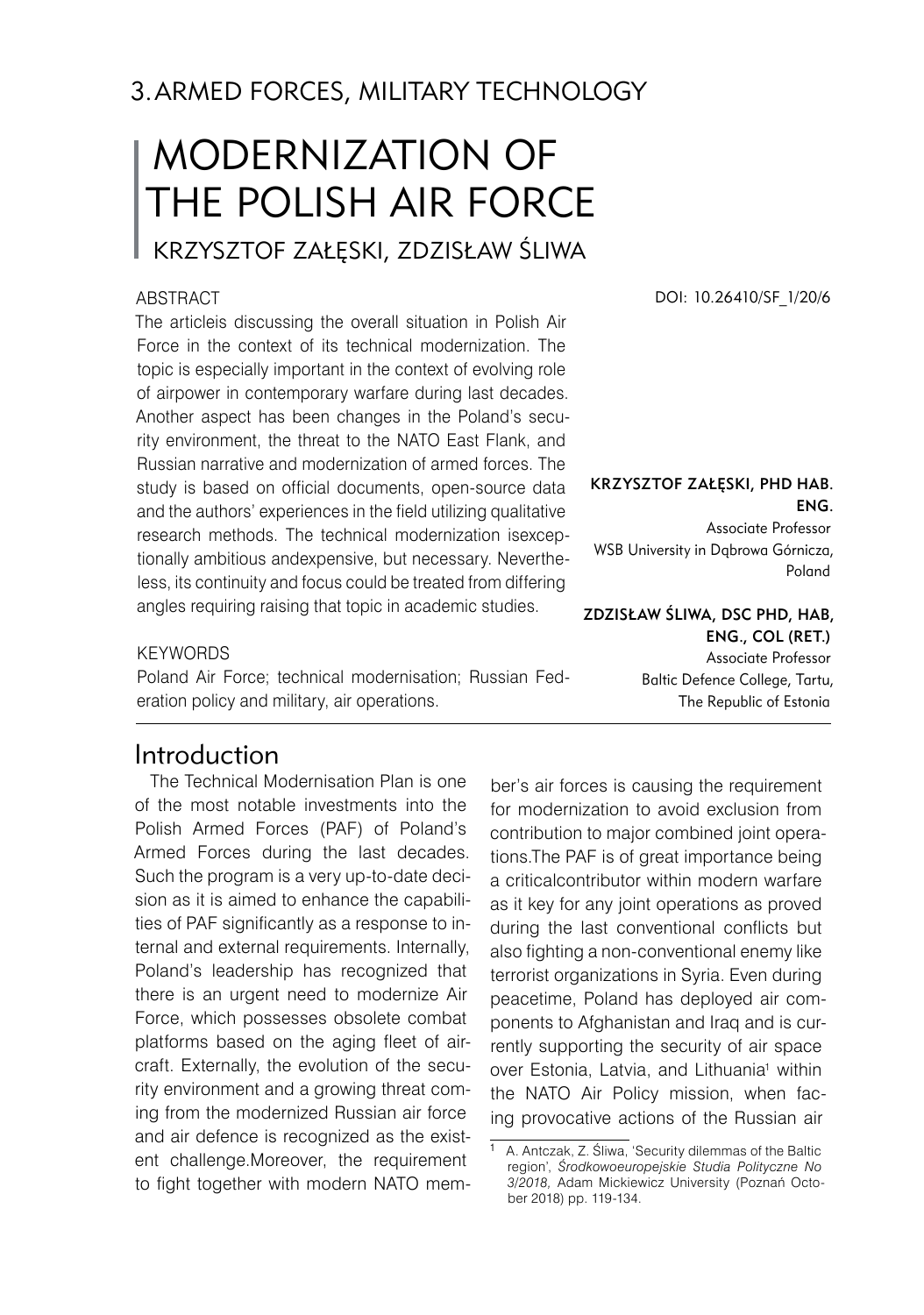## 3. ARMED FORCES, MILITARY TECHNOLOGY

# MODERNIZATION OF THE POLISH AIR FORCE

KRZYSZTOF ZAŁĘSKI, ZDZISŁAW ŚLIWA

DOI: 10.26410/SF_1/20/6

**KRZYSZTOF ZAŁĘSKI, PHD HAB. ENG.**
Associate Professor
WSB University in Dąbrowa Górnicza, Poland

**ZDZISŁAW ŚLIWA, DSC PHD, HAB, ENG., COL (RET.)**
Associate Professor
Baltic Defence College, Tartu, The Republic of Estonia

### ABSTRACT

The articleis discussing the overall situation in Polish Air Force in the context of its technical modernization. The topic is especially important in the context of evolving role of airpower in contemporary warfare during last decades. Another aspect has been changes in the Poland's security environment, the threat to the NATO East Flank, and Russian narrative and modernization of armed forces. The study is based on official documents, open-source data and the authors' experiences in the field utilizing qualitative research methods. The technical modernization isexceptionally ambitious andexpensive, but necessary. Nevertheless, its continuity and focus could be treated from differing angles requiring raising that topic in academic studies.

### KEYWORDS

Poland Air Force; technical modernisation; Russian Federation policy and military, air operations.

## Introduction

The Technical Modernisation Plan is one of the most notable investments into the Polish Armed Forces (PAF) of Poland's Armed Forces during the last decades. Such the program is a very up-to-date decision as it is aimed to enhance the capabilities of PAF significantly as a response to internal and external requirements. Internally, Poland's leadership has recognized that there is an urgent need to modernize Air Force, which possesses obsolete combat platforms based on the aging fleet of aircraft. Externally, the evolution of the security environment and a growing threat coming from the modernized Russian air force and air defence is recognized as the existent challenge.Moreover, the requirement to fight together with modern NATO member's air forces is causing the requirement for modernization to avoid exclusion from contribution to major combined joint operations.The PAF is of great importance being a criticalcontributor within modern warfare as it key for any joint operations as proved during the last conventional conflicts but also fighting a non-conventional enemy like terrorist organizations in Syria. Even during peacetime, Poland has deployed air components to Afghanistan and Iraq and is currently supporting the security of air space over Estonia, Latvia, and Lithuania[1] within the NATO Air Policy mission, when facing provocative actions of the Russian air

[1] A. Antczak, Z. Śliwa, 'Security dilemmas of the Baltic region', *Środkowoeuropejskie Studia Polityczne No 3/2018,* Adam Mickiewicz University (Poznań October 2018) pp. 119-134.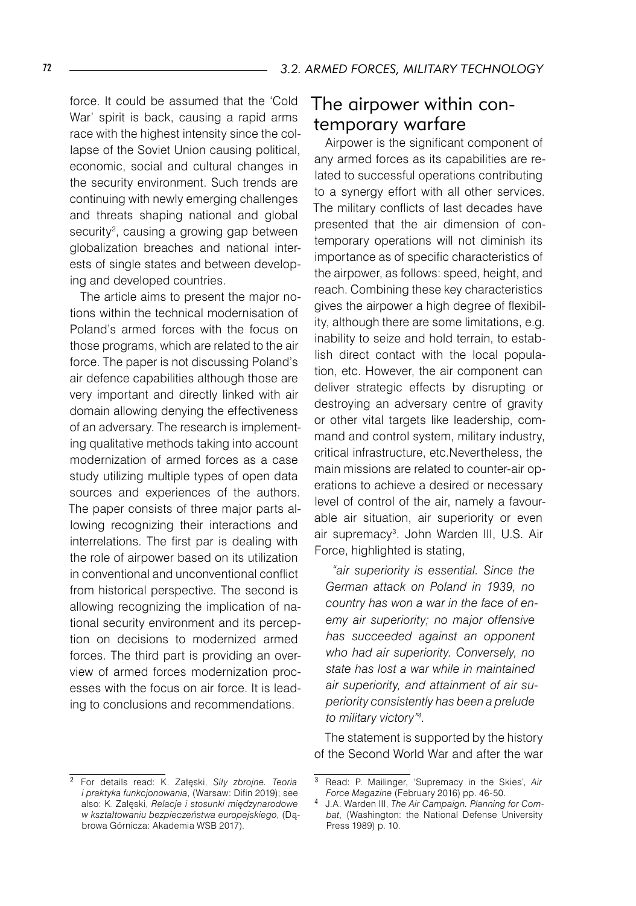force. It could be assumed that the 'Cold War' spirit is back, causing a rapid arms race with the highest intensity since the collapse of the Soviet Union causing political, economic, social and cultural changes in the security environment. Such trends are continuing with newly emerging challenges and threats shaping national and global security[2], causing a growing gap between globalization breaches and national interests of single states and between developing and developed countries.

The article aims to present the major notions within the technical modernisation of Poland's armed forces with the focus on those programs, which are related to the air force. The paper is not discussing Poland's air defence capabilities although those are very important and directly linked with air domain allowing denying the effectiveness of an adversary. The research is implementing qualitative methods taking into account modernization of armed forces as a case study utilizing multiple types of open data sources and experiences of the authors. The paper consists of three major parts allowing recognizing their interactions and interrelations. The first par is dealing with the role of airpower based on its utilization in conventional and unconventional conflict from historical perspective. The second is allowing recognizing the implication of national security environment and its perception on decisions to modernized armed forces. The third part is providing an overview of armed forces modernization processes with the focus on air force. It is leading to conclusions and recommendations.

## The airpower within contemporary warfare

Airpower is the significant component of any armed forces as its capabilities are related to successful operations contributing to a synergy effort with all other services. The military conflicts of last decades have presented that the air dimension of contemporary operations will not diminish its importance as of specific characteristics of the airpower, as follows: speed, height, and reach. Combining these key characteristics gives the airpower a high degree of flexibility, although there are some limitations, e.g. inability to seize and hold terrain, to establish direct contact with the local population, etc. However, the air component can deliver strategic effects by disrupting or destroying an adversary centre of gravity or other vital targets like leadership, command and control system, military industry, critical infrastructure, etc.Nevertheless, the main missions are related to counter-air operations to achieve a desired or necessary level of control of the air, namely a favourable air situation, air superiority or even air supremacy[3]. John Warden III, U.S. Air Force, highlighted is stating,

> *"air superiority is essential. Since the German attack on Poland in 1939, no country has won a war in the face of enemy air superiority; no major offensive has succeeded against an opponent who had air superiority. Conversely, no state has lost a war while in maintained air superiority, and attainment of air superiority consistently has been a prelude to military victory"*[4].

The statement is supported by the history of the Second World War and after the war

---

[2] For details read: K. Załęski, *Siły zbrojne. Teoria i praktyka funkcjonowania*, (Warsaw: Difin 2019); see also: K. Załęski, *Relacje i stosunki międzynarodowe w kształtowaniu bezpieczeństwa europejskiego*, (Dąbrowa Górnicza: Akademia WSB 2017).

[3] Read: P. Mailinger, 'Supremacy in the Skies', *Air Force Magazine* (February 2016) pp. 46-50.

[4] J.A. Warden III, *The Air Campaign. Planning for Combat*, (Washington: the National Defense University Press 1989) p. 10.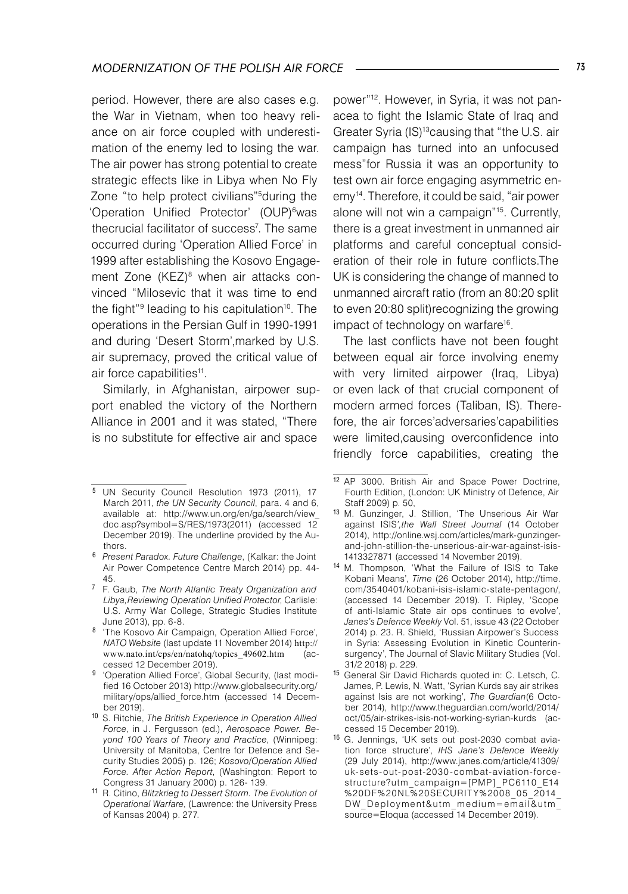period. However, there are also cases e.g. the War in Vietnam, when too heavy reliance on air force coupled with underestimation of the enemy led to losing the war. The air power has strong potential to create strategic effects like in Libya when No Fly Zone "to help protect civilians"[5]during the 'Operation Unified Protector' (OUP)[6]was thecrucial facilitator of success[7]. The same occurred during 'Operation Allied Force' in 1999 after establishing the Kosovo Engagement Zone (KEZ)[8] when air attacks convinced "Milosevic that it was time to end the fight"[9] leading to his capitulation[10]. The operations in the Persian Gulf in 1990-1991 and during 'Desert Storm',marked by U.S. air supremacy, proved the critical value of air force capabilities[11].

Similarly, in Afghanistan, airpower support enabled the victory of the Northern Alliance in 2001 and it was stated, "There is no substitute for effective air and space power"[12]. However, in Syria, it was not panacea to fight the Islamic State of Iraq and Greater Syria (IS)[13]causing that "the U.S. air campaign has turned into an unfocused mess"for Russia it was an opportunity to test own air force engaging asymmetric enemy[14]. Therefore, it could be said, "air power alone will not win a campaign"[15]. Currently, there is a great investment in unmanned air platforms and careful conceptual consideration of their role in future conflicts.The UK is considering the change of manned to unmanned aircraft ratio (from an 80:20 split to even 20:80 split)recognizing the growing impact of technology on warfare[16].

The last conflicts have not been fought between equal air force involving enemy with very limited airpower (Iraq, Libya) or even lack of that crucial component of modern armed forces (Taliban, IS). Therefore, the air forces'adversaries'capabilities were limited,causing overconfidence into friendly force capabilities, creating the

---

[5] UN Security Council Resolution 1973 (2011), 17 March 2011, *the UN Security Council*, para. 4 and 6, available at: http://www.un.org/en/ga/search/view_doc.asp?symbol=S/RES/1973(2011) (accessed 12 December 2019). The underline provided by the Authors.

[6] *Present Paradox. Future Challenge*, (Kalkar: the Joint Air Power Competence Centre March 2014) pp. 44-45.

[7] F. Gaub, *The North Atlantic Treaty Organization and Libya,Reviewing Operation Unified Protector*, Carlisle: U.S. Army War College, Strategic Studies Institute June 2013), pp. 6-8.

[8] 'The Kosovo Air Campaign, Operation Allied Force', *NATO Website* (last update 11 November 2014) http://www.nato.int/cps/en/natohq/topics_49602.htm (accessed 12 December 2019).

[9] 'Operation Allied Force', Global Security, (last modified 16 October 2013) http://www.globalsecurity.org/military/ops/allied_force.htm (accessed 14 December 2019).

[10] S. Ritchie, *The British Experience in Operation Allied Force*, in J. Fergusson (ed.), *Aerospace Power. Beyond 100 Years of Theory and Practice*, (Winnipeg: University of Manitoba, Centre for Defence and Security Studies 2005) p. 126; *Kosovo/Operation Allied Force. After Action Report*, (Washington: Report to Congress 31 January 2000) p. 126- 139.

[11] R. Citino, *Blitzkrieg to Dessert Storm. The Evolution of Operational Warfare*, (Lawrence: the University Press of Kansas 2004) p. 277.

[12] AP 3000. British Air and Space Power Doctrine, Fourth Edition, (London: UK Ministry of Defence, Air Staff 2009) p. 50,

[13] M. Gunzinger, J. Stillion, 'The Unserious Air War against ISIS',*the Wall Street Journal* (14 October 2014), http://online.wsj.com/articles/mark-gunzinger-and-john-stillion-the-unserious-air-war-against-isis-1413327871 (accessed 14 November 2019).

[14] M. Thompson, 'What the Failure of ISIS to Take Kobani Means', *Time* (26 October 2014), http://time.com/3540401/kobani-isis-islamic-state-pentagon/, (accessed 14 December 2019). T. Ripley, 'Scope of anti-Islamic State air ops continues to evolve', *Janes's Defence Weekly* Vol. 51, issue 43 (22 October 2014) p. 23. R. Shield, 'Russian Airpower's Success in Syria: Assessing Evolution in Kinetic Counterinsurgency', The Journal of Slavic Military Studies (Vol. 31/2 2018) p. 229.

[15] General Sir David Richards quoted in: C. Letsch, C. James, P. Lewis, N. Watt, 'Syrian Kurds say air strikes against Isis are not working', *The Guardian*(6 October 2014), http://www.theguardian.com/world/2014/oct/05/air-strikes-isis-not-working-syrian-kurds (accessed 15 December 2019).

[16] G. Jennings, 'UK sets out post-2030 combat aviation force structure', *IHS Jane's Defence Weekly* (29 July 2014), http://www.janes.com/article/41309/uk-sets-out-post-2030-combat-aviation-force-structure?utm_campaign=[PMP]_PC6110_E14%20DF%20NL%20SECURITY%2008_05_2014_DW_Deployment&utm_medium=email&utm_source=Eloqua (accessed 14 December 2019).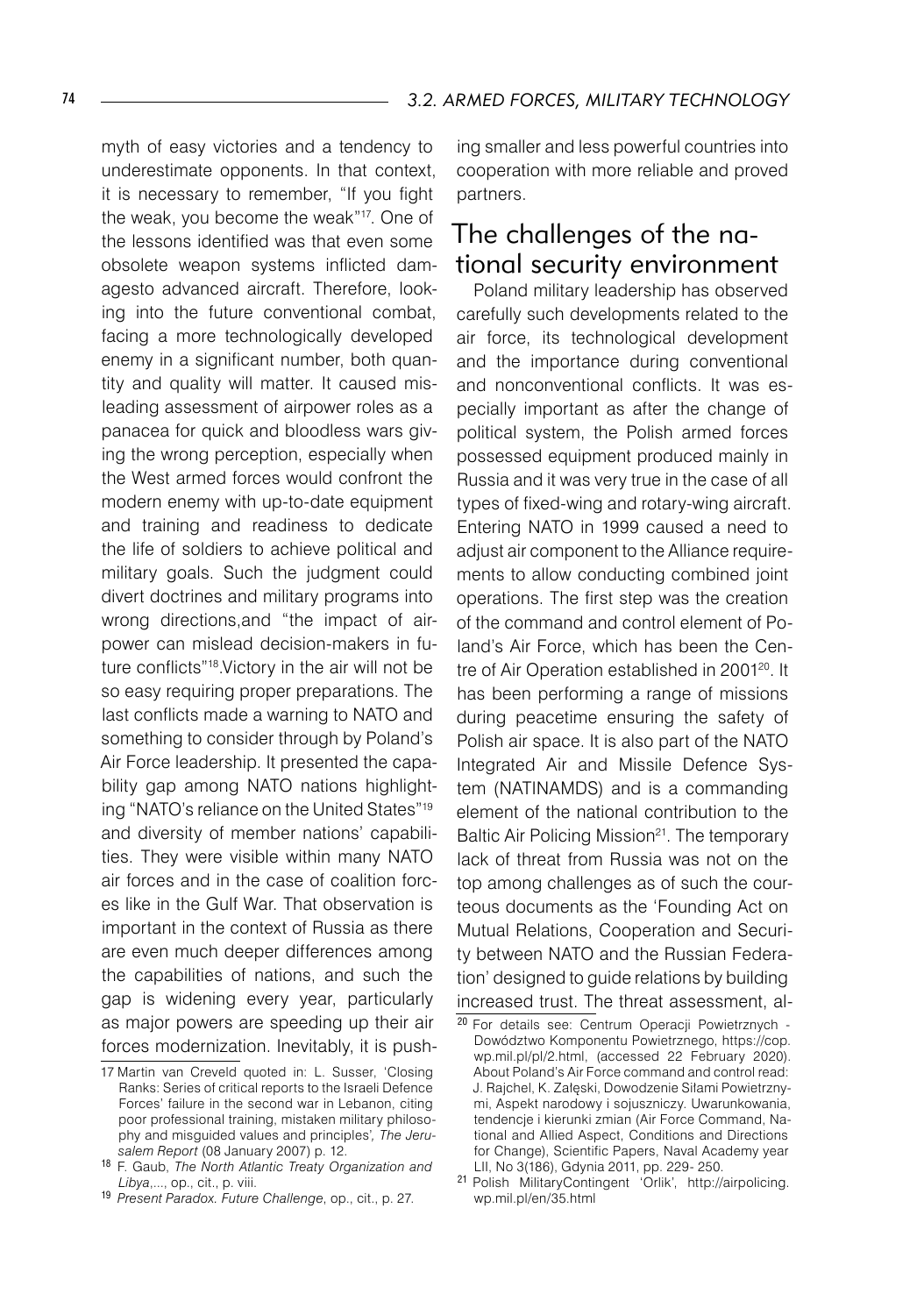myth of easy victories and a tendency to underestimate opponents. In that context, it is necessary to remember, "If you fight the weak, you become the weak"[17]. One of the lessons identified was that even some obsolete weapon systems inflicted damagesto advanced aircraft. Therefore, looking into the future conventional combat, facing a more technologically developed enemy in a significant number, both quantity and quality will matter. It caused misleading assessment of airpower roles as a panacea for quick and bloodless wars giving the wrong perception, especially when the West armed forces would confront the modern enemy with up-to-date equipment and training and readiness to dedicate the life of soldiers to achieve political and military goals. Such the judgment could divert doctrines and military programs into wrong directions,and "the impact of airpower can mislead decision-makers in future conflicts"[18].Victory in the air will not be so easy requiring proper preparations. The last conflicts made a warning to NATO and something to consider through by Poland's Air Force leadership. It presented the capability gap among NATO nations highlighting "NATO's reliance on the United States"[19] and diversity of member nations' capabilities. They were visible within many NATO air forces and in the case of coalition forces like in the Gulf War. That observation is important in the context of Russia as there are even much deeper differences among the capabilities of nations, and such the gap is widening every year, particularly as major powers are speeding up their air forces modernization. Inevitably, it is pushing smaller and less powerful countries into cooperation with more reliable and proved partners.

## The challenges of the national security environment

Poland military leadership has observed carefully such developments related to the air force, its technological development and the importance during conventional and nonconventional conflicts. It was especially important as after the change of political system, the Polish armed forces possessed equipment produced mainly in Russia and it was very true in the case of all types of fixed-wing and rotary-wing aircraft. Entering NATO in 1999 caused a need to adjust air component to the Alliance requirements to allow conducting combined joint operations. The first step was the creation of the command and control element of Poland's Air Force, which has been the Centre of Air Operation established in 2001[20]. It has been performing a range of missions during peacetime ensuring the safety of Polish air space. It is also part of the NATO Integrated Air and Missile Defence System (NATINAMDS) and is a commanding element of the national contribution to the Baltic Air Policing Mission[21]. The temporary lack of threat from Russia was not on the top among challenges as of such the courteous documents as the 'Founding Act on Mutual Relations, Cooperation and Security between NATO and the Russian Federation' designed to guide relations by building increased trust. The threat assessment, al-

---

17 Martin van Creveld quoted in: L. Susser, 'Closing Ranks: Series of critical reports to the Israeli Defence Forces' failure in the second war in Lebanon, citing poor professional training, mistaken military philosophy and misguided values and principles', *The Jerusalem Report* (08 January 2007) p. 12.

18 F. Gaub, *The North Atlantic Treaty Organization and Libya*,..., op., cit., p. viii.

19 *Present Paradox. Future Challenge*, op., cit., p. 27.

20 For details see: Centrum Operacji Powietrznych - Dowództwo Komponentu Powietrznego, https://cop.wp.mil.pl/pl/2.html, (accessed 22 February 2020). About Poland's Air Force command and control read: J. Rajchel, K. Załęski, Dowodzenie Siłami Powietrznymi, Aspekt narodowy i sojuszniczy. Uwarunkowania, tendencje i kierunki zmian (Air Force Command, National and Allied Aspect, Conditions and Directions for Change), Scientific Papers, Naval Academy year LII, No 3(186), Gdynia 2011, pp. 229- 250.

21 Polish MilitaryContingent 'Orlik', http://airpolicing.wp.mil.pl/en/35.html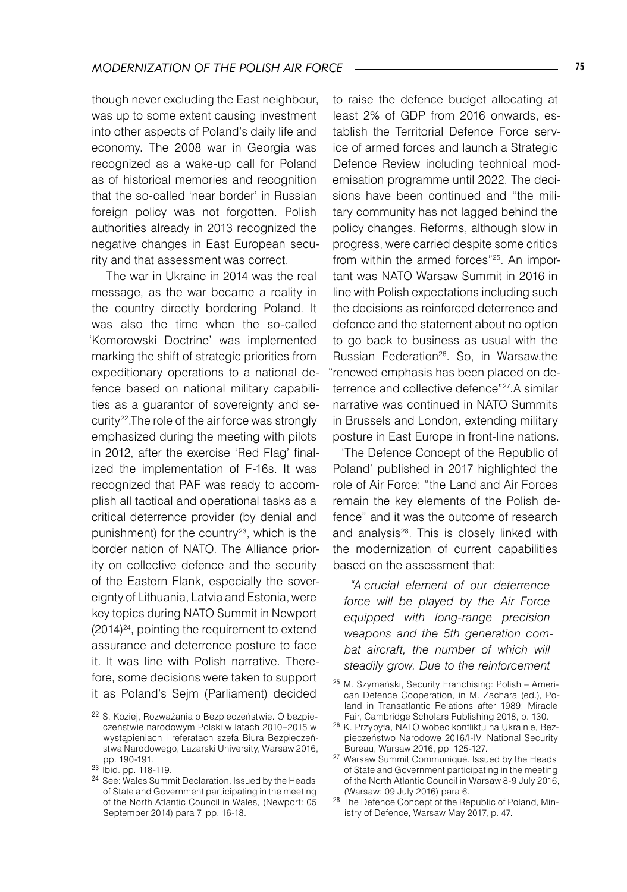though never excluding the East neighbour, was up to some extent causing investment into other aspects of Poland's daily life and economy. The 2008 war in Georgia was recognized as a wake-up call for Poland as of historical memories and recognition that the so-called 'near border' in Russian foreign policy was not forgotten. Polish authorities already in 2013 recognized the negative changes in East European security and that assessment was correct.

The war in Ukraine in 2014 was the real message, as the war became a reality in the country directly bordering Poland. It was also the time when the so-called 'Komorowski Doctrine' was implemented marking the shift of strategic priorities from expeditionary operations to a national defence based on national military capabilities as a guarantor of sovereignty and security[22].The role of the air force was strongly emphasized during the meeting with pilots in 2012, after the exercise 'Red Flag' finalized the implementation of F-16s. It was recognized that PAF was ready to accomplish all tactical and operational tasks as a critical deterrence provider (by denial and punishment) for the country[23], which is the border nation of NATO. The Alliance priority on collective defence and the security of the Eastern Flank, especially the sovereignty of Lithuania, Latvia and Estonia, were key topics during NATO Summit in Newport (2014)[24], pointing the requirement to extend assurance and deterrence posture to face it. It was line with Polish narrative. Therefore, some decisions were taken to support it as Poland's Sejm (Parliament) decided to raise the defence budget allocating at least 2% of GDP from 2016 onwards, establish the Territorial Defence Force service of armed forces and launch a Strategic Defence Review including technical modernisation programme until 2022. The decisions have been continued and "the military community has not lagged behind the policy changes. Reforms, although slow in progress, were carried despite some critics from within the armed forces"[25]. An important was NATO Warsaw Summit in 2016 in line with Polish expectations including such the decisions as reinforced deterrence and defence and the statement about no option to go back to business as usual with the Russian Federation[26]. So, in Warsaw,the "renewed emphasis has been placed on deterrence and collective defence"[27].A similar narrative was continued in NATO Summits in Brussels and London, extending military posture in East Europe in front-line nations.

'The Defence Concept of the Republic of Poland' published in 2017 highlighted the role of Air Force: "the Land and Air Forces remain the key elements of the Polish defence" and it was the outcome of research and analysis[28]. This is closely linked with the modernization of current capabilities based on the assessment that:

> *"A crucial element of our deterrence force will be played by the Air Force equipped with long-range precision weapons and the 5th generation combat aircraft, the number of which will steadily grow. Due to the reinforcement*

---

[22] S. Koziej, Rozważania o Bezpieczeństwie. O bezpieczeństwie narodowym Polski w latach 2010–2015 w wystąpieniach i referatach szefa Biura Bezpieczeństwa Narodowego, Lazarski University, Warsaw 2016, pp. 190-191.

[23] Ibid. pp. 118-119.

[24] See: Wales Summit Declaration. Issued by the Heads of State and Government participating in the meeting of the North Atlantic Council in Wales, (Newport: 05 September 2014) para 7, pp. 16-18.

[25] M. Szymański, Security Franchising: Polish – American Defence Cooperation, in M. Zachara (ed.), Poland in Transatlantic Relations after 1989: Miracle Fair, Cambridge Scholars Publishing 2018, p. 130.

[26] K. Przybyła, NATO wobec konfliktu na Ukrainie, Bezpieczeństwo Narodowe 2016/I-IV, National Security Bureau, Warsaw 2016, pp. 125-127.

[27] Warsaw Summit Communiqué. Issued by the Heads of State and Government participating in the meeting of the North Atlantic Council in Warsaw 8-9 July 2016, (Warsaw: 09 July 2016) para 6.

[28] The Defence Concept of the Republic of Poland, Ministry of Defence, Warsaw May 2017, p. 47.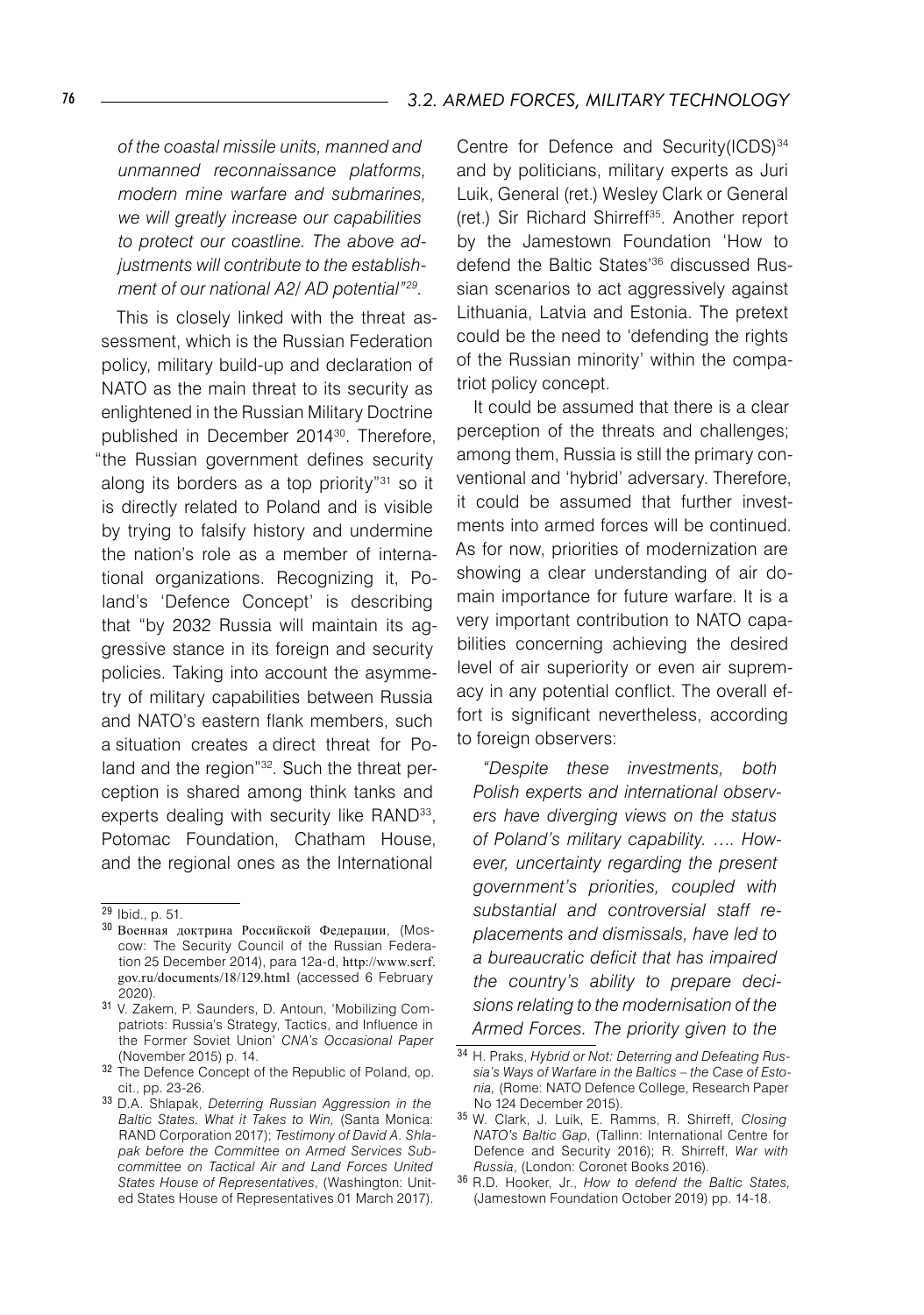*of the coastal missile units, manned and unmanned reconnaissance platforms, modern mine warfare and submarines, we will greatly increase our capabilities to protect our coastline. The above adjustments will contribute to the establishment of our national A2/ AD potential"[29].*

This is closely linked with the threat assessment, which is the Russian Federation policy, military build-up and declaration of NATO as the main threat to its security as enlightened in the Russian Military Doctrine published in December 2014[30]. Therefore, "the Russian government defines security along its borders as a top priority"[31] so it is directly related to Poland and is visible by trying to falsify history and undermine the nation's role as a member of international organizations. Recognizing it, Poland's 'Defence Concept' is describing that "by 2032 Russia will maintain its aggressive stance in its foreign and security policies. Taking into account the asymmetry of military capabilities between Russia and NATO's eastern flank members, such a situation creates a direct threat for Poland and the region"[32]. Such the threat perception is shared among think tanks and experts dealing with security like RAND[33], Potomac Foundation, Chatham House, and the regional ones as the International Centre for Defence and Security(ICDS)[34] and by politicians, military experts as Juri Luik, General (ret.) Wesley Clark or General (ret.) Sir Richard Shirreff[35]. Another report by the Jamestown Foundation 'How to defend the Baltic States'[36] discussed Russian scenarios to act aggressively against Lithuania, Latvia and Estonia. The pretext could be the need to 'defending the rights of the Russian minority' within the compatriot policy concept.

It could be assumed that there is a clear perception of the threats and challenges; among them, Russia is still the primary conventional and 'hybrid' adversary. Therefore, it could be assumed that further investments into armed forces will be continued. As for now, priorities of modernization are showing a clear understanding of air domain importance for future warfare. It is a very important contribution to NATO capabilities concerning achieving the desired level of air superiority or even air supremacy in any potential conflict. The overall effort is significant nevertheless, according to foreign observers:

*"Despite these investments, both Polish experts and international observers have diverging views on the status of Poland's military capability. …. However, uncertainty regarding the present government's priorities, coupled with substantial and controversial staff replacements and dismissals, have led to a bureaucratic deficit that has impaired the country's ability to prepare decisions relating to the modernisation of the Armed Forces. The priority given to the*

---

[29] Ibid., p. 51.

[30] Военная доктрина Российской Федерации, (Moscow: The Security Council of the Russian Federation 25 December 2014), para 12a-d, http://www.scrf.gov.ru/documents/18/129.html (accessed 6 February 2020).

[31] V. Zakem, P. Saunders, D. Antoun, 'Mobilizing Compatriots: Russia's Strategy, Tactics, and Influence in the Former Soviet Union' *CNA's Occasional Paper* (November 2015) p. 14.

[32] The Defence Concept of the Republic of Poland, op. cit., pp. 23-26.

[33] D.A. Shlapak, *Deterring Russian Aggression in the Baltic States. What it Takes to Win,* (Santa Monica: RAND Corporation 2017); *Testimony of David A. Shlapak before the Committee on Armed Services Subcommittee on Tactical Air and Land Forces United States House of Representatives*, (Washington: United States House of Representatives 01 March 2017).

[34] H. Praks, *Hybrid or Not: Deterring and Defeating Russia's Ways of Warfare in the Baltics – the Case of Estonia,* (Rome: NATO Defence College, Research Paper No 124 December 2015).

[35] W. Clark, J. Luik, E. Ramms, R. Shirreff, *Closing NATO's Baltic Gap*, (Tallinn: International Centre for Defence and Security 2016); R. Shirreff, *War with Russia*, (London: Coronet Books 2016).

[36] R.D. Hooker, Jr., *How to defend the Baltic States,* (Jamestown Foundation October 2019) pp. 14-18.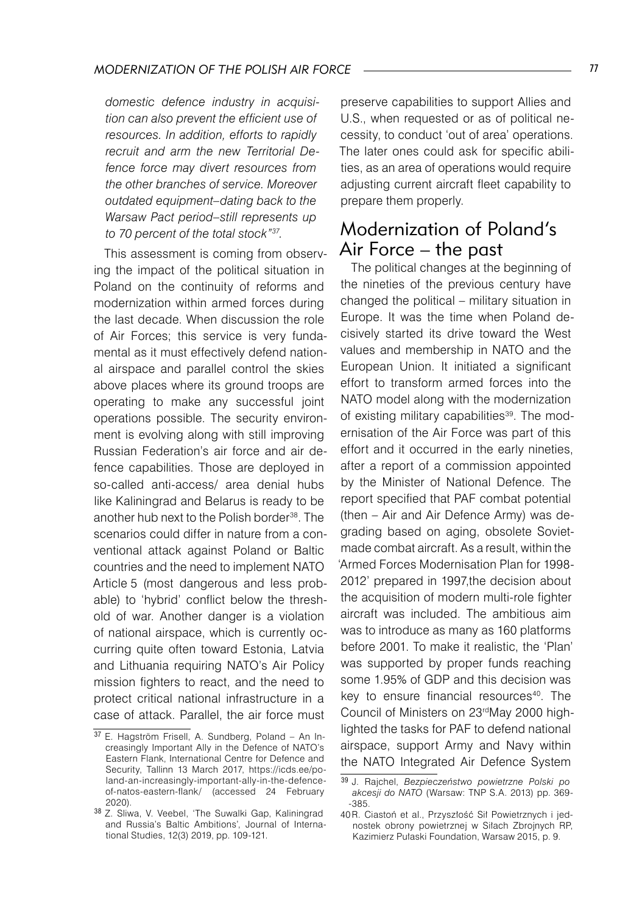*domestic defence industry in acquisition can also prevent the efficient use of resources. In addition, efforts to rapidly recruit and arm the new Territorial Defence force may divert resources from the other branches of service. Moreover outdated equipment–dating back to the Warsaw Pact period–still represents up to 70 percent of the total stock"*[37].

This assessment is coming from observing the impact of the political situation in Poland on the continuity of reforms and modernization within armed forces during the last decade. When discussion the role of Air Forces; this service is very fundamental as it must effectively defend national airspace and parallel control the skies above places where its ground troops are operating to make any successful joint operations possible. The security environment is evolving along with still improving Russian Federation's air force and air defence capabilities. Those are deployed in so-called anti-access/ area denial hubs like Kaliningrad and Belarus is ready to be another hub next to the Polish border[38]. The scenarios could differ in nature from a conventional attack against Poland or Baltic countries and the need to implement NATO Article 5 (most dangerous and less probable) to 'hybrid' conflict below the threshold of war. Another danger is a violation of national airspace, which is currently occurring quite often toward Estonia, Latvia and Lithuania requiring NATO's Air Policy mission fighters to react, and the need to protect critical national infrastructure in a case of attack. Parallel, the air force must preserve capabilities to support Allies and U.S., when requested or as of political necessity, to conduct 'out of area' operations. The later ones could ask for specific abilities, as an area of operations would require adjusting current aircraft fleet capability to prepare them properly.

## Modernization of Poland's Air Force – the past

The political changes at the beginning of the nineties of the previous century have changed the political – military situation in Europe. It was the time when Poland decisively started its drive toward the West values and membership in NATO and the European Union. It initiated a significant effort to transform armed forces into the NATO model along with the modernization of existing military capabilities[39]. The modernisation of the Air Force was part of this effort and it occurred in the early nineties, after a report of a commission appointed by the Minister of National Defence. The report specified that PAF combat potential (then – Air and Air Defence Army) was degrading based on aging, obsolete Soviet-made combat aircraft. As a result, within the 'Armed Forces Modernisation Plan for 1998-2012' prepared in 1997,the decision about the acquisition of modern multi-role fighter aircraft was included. The ambitious aim was to introduce as many as 160 platforms before 2001. To make it realistic, the 'Plan' was supported by proper funds reaching some 1.95% of GDP and this decision was key to ensure financial resources[40]. The Council of Ministers on 23rd May 2000 highlighted the tasks for PAF to defend national airspace, support Army and Navy within the NATO Integrated Air Defence System

---

[37] E. Hagström Frisell, A. Sundberg, Poland – An Increasingly Important Ally in the Defence of NATO's Eastern Flank, International Centre for Defence and Security, Tallinn 13 March 2017, https://icds.ee/poland-an-increasingly-important-ally-in-the-defence-of-natos-eastern-flank/ (accessed 24 February 2020).

[38] Z. Sliwa, V. Veebel, 'The Suwalki Gap, Kaliningrad and Russia's Baltic Ambitions', Journal of International Studies, 12(3) 2019, pp. 109-121.

[39] J. Rajchel, *Bezpieczeństwo powietrzne Polski po akcesji do NATO* (Warsaw: TNP S.A. 2013) pp. 369-385.

[40] R. Ciastoń et al., Przyszłość Sił Powietrznych i jednostek obrony powietrznej w Siłach Zbrojnych RP, Kazimierz Pulaski Foundation, Warsaw 2015, p. 9.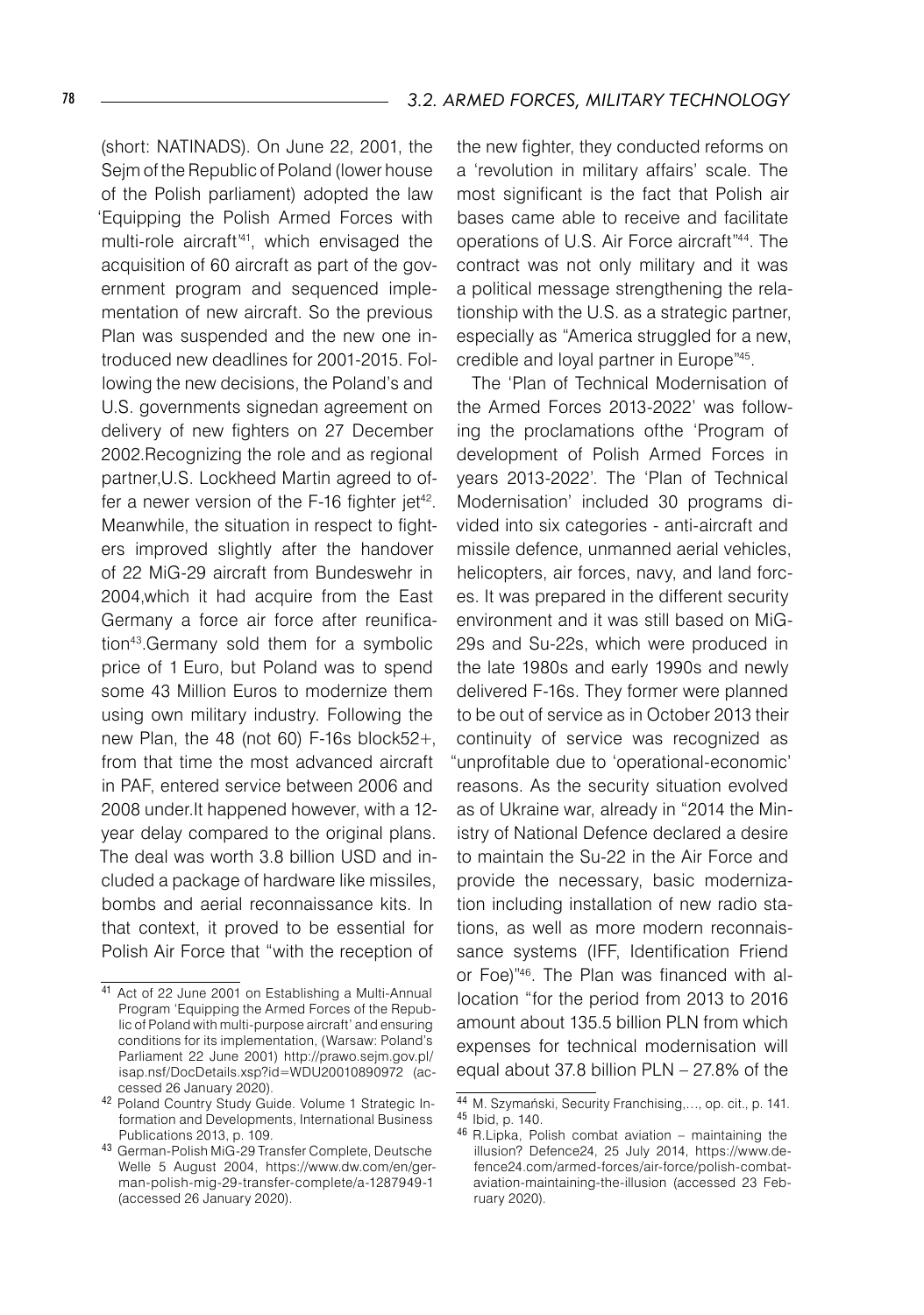(short: NATINADS). On June 22, 2001, the Sejm of the Republic of Poland (lower house of the Polish parliament) adopted the law 'Equipping the Polish Armed Forces with multi-role aircraft'[41], which envisaged the acquisition of 60 aircraft as part of the government program and sequenced implementation of new aircraft. So the previous Plan was suspended and the new one introduced new deadlines for 2001-2015. Following the new decisions, the Poland's and U.S. governments signedan agreement on delivery of new fighters on 27 December 2002.Recognizing the role and as regional partner,U.S. Lockheed Martin agreed to offer a newer version of the F-16 fighter jet[42]. Meanwhile, the situation in respect to fighters improved slightly after the handover of 22 MiG-29 aircraft from Bundeswehr in 2004,which it had acquire from the East Germany a force air force after reunification[43].Germany sold them for a symbolic price of 1 Euro, but Poland was to spend some 43 Million Euros to modernize them using own military industry. Following the new Plan, the 48 (not 60) F-16s block52+, from that time the most advanced aircraft in PAF, entered service between 2006 and 2008 under.It happened however, with a 12-year delay compared to the original plans. The deal was worth 3.8 billion USD and included a package of hardware like missiles, bombs and aerial reconnaissance kits. In that context, it proved to be essential for Polish Air Force that "with the reception of the new fighter, they conducted reforms on a 'revolution in military affairs' scale. The most significant is the fact that Polish air bases came able to receive and facilitate operations of U.S. Air Force aircraft"[44]. The contract was not only military and it was a political message strengthening the relationship with the U.S. as a strategic partner, especially as "America struggled for a new, credible and loyal partner in Europe"[45].

The 'Plan of Technical Modernisation of the Armed Forces 2013-2022' was following the proclamations ofthe 'Program of development of Polish Armed Forces in years 2013-2022'. The 'Plan of Technical Modernisation' included 30 programs divided into six categories - anti-aircraft and missile defence, unmanned aerial vehicles, helicopters, air forces, navy, and land forces. It was prepared in the different security environment and it was still based on MiG-29s and Su-22s, which were produced in the late 1980s and early 1990s and newly delivered F-16s. They former were planned to be out of service as in October 2013 their continuity of service was recognized as "unprofitable due to 'operational-economic' reasons. As the security situation evolved as of Ukraine war, already in "2014 the Ministry of National Defence declared a desire to maintain the Su-22 in the Air Force and provide the necessary, basic modernization including installation of new radio stations, as well as more modern reconnaissance systems (IFF, Identification Friend or Foe)"[46]. The Plan was financed with allocation "for the period from 2013 to 2016 amount about 135.5 billion PLN from which expenses for technical modernisation will equal about 37.8 billion PLN – 27.8% of the

---

[41] Act of 22 June 2001 on Establishing a Multi-Annual Program 'Equipping the Armed Forces of the Republic of Poland with multi-purpose aircraft' and ensuring conditions for its implementation, (Warsaw: Poland's Parliament 22 June 2001) http://prawo.sejm.gov.pl/isap.nsf/DocDetails.xsp?id=WDU20010890972 (accessed 26 January 2020).

[42] Poland Country Study Guide. Volume 1 Strategic Information and Developments, International Business Publications 2013, p. 109.

[43] German-Polish MiG-29 Transfer Complete, Deutsche Welle 5 August 2004, https://www.dw.com/en/german-polish-mig-29-transfer-complete/a-1287949-1 (accessed 26 January 2020).

[44] M. Szymański, Security Franchising,…, op. cit., p. 141.

[45] Ibid, p. 140.

[46] R.Lipka, Polish combat aviation – maintaining the illusion? Defence24, 25 July 2014, https://www.defence24.com/armed-forces/air-force/polish-combat-aviation-maintaining-the-illusion (accessed 23 February 2020).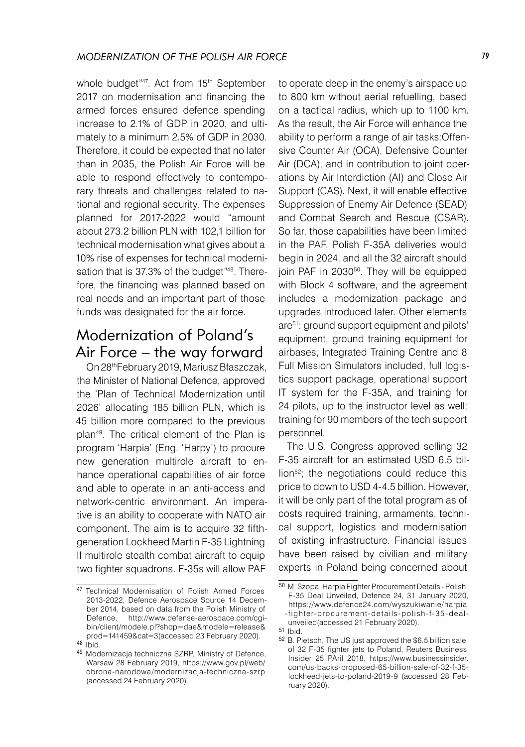whole budget"[47]. Act from 15[th] September 2017 on modernisation and financing the armed forces ensured defence spending increase to 2.1% of GDP in 2020, and ultimately to a minimum 2.5% of GDP in 2030. Therefore, it could be expected that no later than in 2035, the Polish Air Force will be able to respond effectively to contemporary threats and challenges related to national and regional security. The expenses planned for 2017-2022 would "amount about 273.2 billion PLN with 102,1 billion for technical modernisation what gives about a 10% rise of expenses for technical modernisation that is 37.3% of the budget"[48]. Therefore, the financing was planned based on real needs and an important part of those funds was designated for the air force.

## Modernization of Poland's Air Force – the way forward

On 28[th]February 2019, Mariusz Błaszczak, the Minister of National Defence, approved the 'Plan of Technical Modernization until 2026' allocating 185 billion PLN, which is 45 billion more compared to the previous plan[49]. The critical element of the Plan is program 'Harpia' (Eng. 'Harpy') to procure new generation multirole aircraft to enhance operational capabilities of air force and able to operate in an anti-access and network-centric environment. An imperative is an ability to cooperate with NATO air component. The aim is to acquire 32 fifth-generation Lockheed Martin F-35 Lightning II multirole stealth combat aircraft to equip two fighter squadrons. F-35s will allow PAF to operate deep in the enemy's airspace up to 800 km without aerial refuelling, based on a tactical radius, which up to 1100 km. As the result, the Air Force will enhance the ability to perform a range of air tasks:Offensive Counter Air (OCA), Defensive Counter Air (DCA), and in contribution to joint operations by Air Interdiction (AI) and Close Air Support (CAS). Next, it will enable effective Suppression of Enemy Air Defence (SEAD) and Combat Search and Rescue (CSAR). So far, those capabilities have been limited in the PAF. Polish F-35A deliveries would begin in 2024, and all the 32 aircraft should join PAF in 2030[50]. They will be equipped with Block 4 software, and the agreement includes a modernization package and upgrades introduced later. Other elements are[51]: ground support equipment and pilots' equipment, ground training equipment for airbases, Integrated Training Centre and 8 Full Mission Simulators included, full logistics support package, operational support IT system for the F-35A, and training for 24 pilots, up to the instructor level as well; training for 90 members of the tech support personnel.

The U.S. Congress approved selling 32 F-35 aircraft for an estimated USD 6.5 billion[52]; the negotiations could reduce this price to down to USD 4-4.5 billion. However, it will be only part of the total program as of costs required training, armaments, technical support, logistics and modernisation of existing infrastructure. Financial issues have been raised by civilian and military experts in Poland being concerned about

---

[47] Technical Modernisation of Polish Armed Forces 2013-2022, Defence Aerospace Source 14 December 2014, based on data from the Polish Ministry of Defence, http://www.defense-aerospace.com/cgi-bin/client/modele.pl?shop=dae&modele=release&prod=141459&cat=3(accessed 23 February 2020).

[48] Ibid.

[49] Modernizacja techniczna SZRP, Ministry of Defence, Warsaw 28 February 2019, https://www.gov.pl/web/obrona-narodowa/modernizacja-techniczna-szrp (accessed 24 February 2020).

[50] M. Szopa, Harpia Fighter Procurement Details - Polish F-35 Deal Unveiled, Defence 24, 31 January 2020, https://www.defence24.com/wyszukiwanie/harpia-fighter-procurement-details-polish-f-35-deal-unveiled(accessed 21 February 2020).

[51] Ibid.

[52] B. Pietsch, The US just approved the $6.5 billion sale of 32 F-35 fighter jets to Poland, Reuters Business Insider 25 PAril 2018, https://www.businessinsider.com/us-backs-proposed-65-billion-sale-of-32-f-35-lockheed-jets-to-poland-2019-9 (accessed 28 February 2020).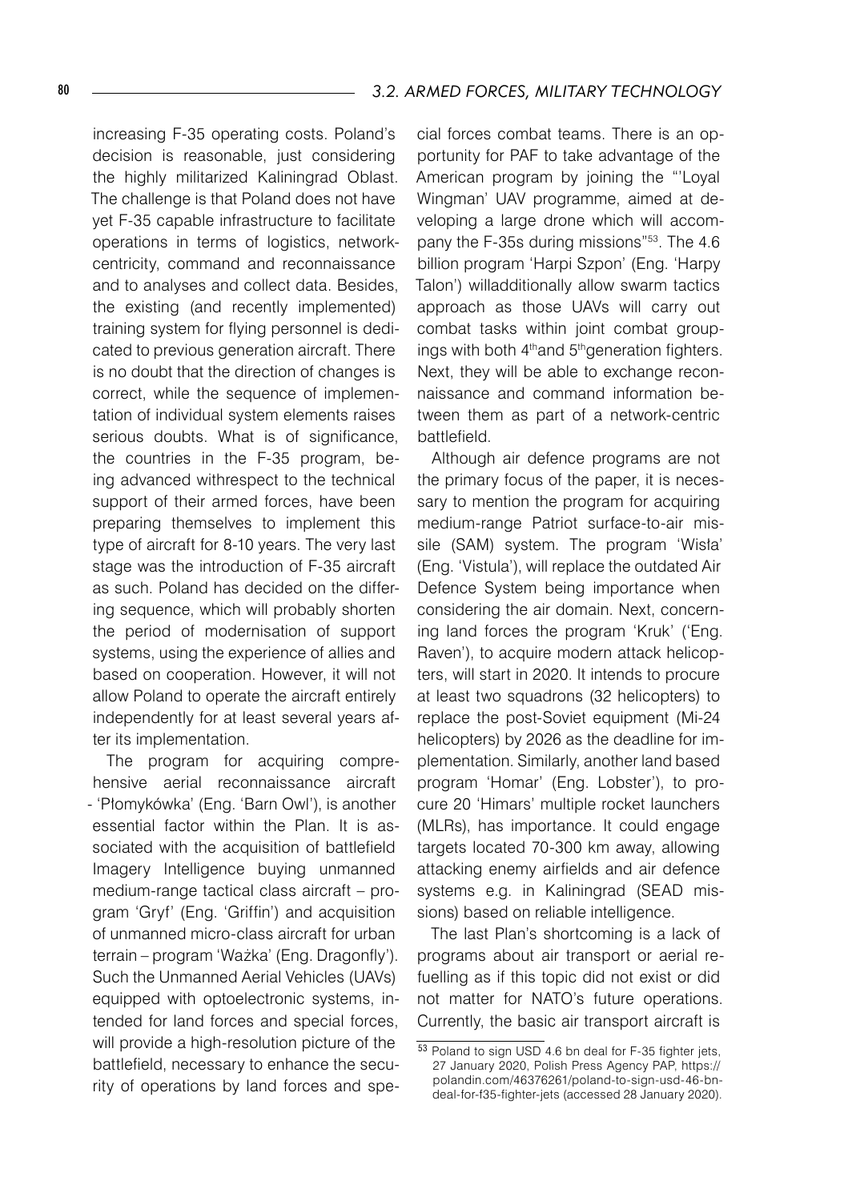increasing F-35 operating costs. Poland's decision is reasonable, just considering the highly militarized Kaliningrad Oblast. The challenge is that Poland does not have yet F-35 capable infrastructure to facilitate operations in terms of logistics, network-centricity, command and reconnaissance and to analyses and collect data. Besides, the existing (and recently implemented) training system for flying personnel is dedicated to previous generation aircraft. There is no doubt that the direction of changes is correct, while the sequence of implementation of individual system elements raises serious doubts. What is of significance, the countries in the F-35 program, being advanced withrespect to the technical support of their armed forces, have been preparing themselves to implement this type of aircraft for 8-10 years. The very last stage was the introduction of F-35 aircraft as such. Poland has decided on the differing sequence, which will probably shorten the period of modernisation of support systems, using the experience of allies and based on cooperation. However, it will not allow Poland to operate the aircraft entirely independently for at least several years after its implementation.

The program for acquiring comprehensive aerial reconnaissance aircraft - 'Płomykówka' (Eng. 'Barn Owl'), is another essential factor within the Plan. It is associated with the acquisition of battlefield Imagery Intelligence buying unmanned medium-range tactical class aircraft – program 'Gryf' (Eng. 'Griffin') and acquisition of unmanned micro-class aircraft for urban terrain – program 'Ważka' (Eng. Dragonfly'). Such the Unmanned Aerial Vehicles (UAVs) equipped with optoelectronic systems, intended for land forces and special forces, will provide a high-resolution picture of the battlefield, necessary to enhance the security of operations by land forces and special forces combat teams. There is an opportunity for PAF to take advantage of the American program by joining the "'Loyal Wingman' UAV programme, aimed at developing a large drone which will accompany the F-35s during missions"[53]. The 4.6 billion program 'Harpi Szpon' (Eng. 'Harpy Talon') willadditionally allow swarm tactics approach as those UAVs will carry out combat tasks within joint combat groupings with both 4th and 5th generation fighters. Next, they will be able to exchange reconnaissance and command information between them as part of a network-centric battlefield.

Although air defence programs are not the primary focus of the paper, it is necessary to mention the program for acquiring medium-range Patriot surface-to-air missile (SAM) system. The program 'Wisła' (Eng. 'Vistula'), will replace the outdated Air Defence System being importance when considering the air domain. Next, concerning land forces the program 'Kruk' ('Eng. Raven'), to acquire modern attack helicopters, will start in 2020. It intends to procure at least two squadrons (32 helicopters) to replace the post-Soviet equipment (Mi-24 helicopters) by 2026 as the deadline for implementation. Similarly, another land based program 'Homar' (Eng. Lobster'), to procure 20 'Himars' multiple rocket launchers (MLRs), has importance. It could engage targets located 70-300 km away, allowing attacking enemy airfields and air defence systems e.g. in Kaliningrad (SEAD missions) based on reliable intelligence.

The last Plan's shortcoming is a lack of programs about air transport or aerial refuelling as if this topic did not exist or did not matter for NATO's future operations. Currently, the basic air transport aircraft is

---

[53] Poland to sign USD 4.6 bn deal for F-35 fighter jets, 27 January 2020, Polish Press Agency PAP, https://polandin.com/46376261/poland-to-sign-usd-46-bn-deal-for-f35-fighter-jets (accessed 28 January 2020).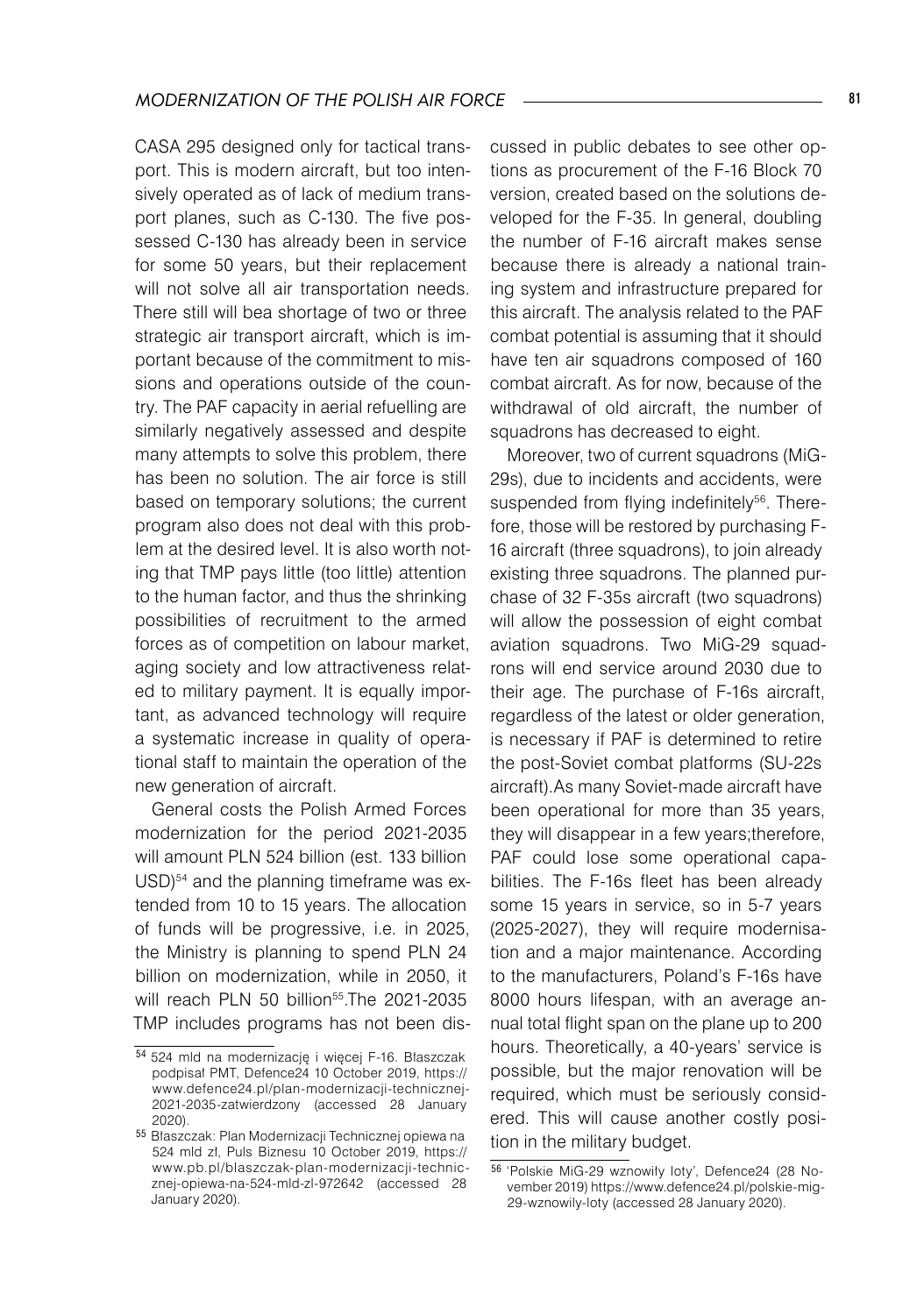CASA 295 designed only for tactical transport. This is modern aircraft, but too intensively operated as of lack of medium transport planes, such as C-130. The five possessed C-130 has already been in service for some 50 years, but their replacement will not solve all air transportation needs. There still will bea shortage of two or three strategic air transport aircraft, which is important because of the commitment to missions and operations outside of the country. The PAF capacity in aerial refuelling are similarly negatively assessed and despite many attempts to solve this problem, there has been no solution. The air force is still based on temporary solutions; the current program also does not deal with this problem at the desired level. It is also worth noting that TMP pays little (too little) attention to the human factor, and thus the shrinking possibilities of recruitment to the armed forces as of competition on labour market, aging society and low attractiveness related to military payment. It is equally important, as advanced technology will require a systematic increase in quality of operational staff to maintain the operation of the new generation of aircraft.

General costs the Polish Armed Forces modernization for the period 2021-2035 will amount PLN 524 billion (est. 133 billion USD)[54] and the planning timeframe was extended from 10 to 15 years. The allocation of funds will be progressive, i.e. in 2025, the Ministry is planning to spend PLN 24 billion on modernization, while in 2050, it will reach PLN 50 billion[55].The 2021-2035 TMP includes programs has not been discussed in public debates to see other options as procurement of the F-16 Block 70 version, created based on the solutions developed for the F-35. In general, doubling the number of F-16 aircraft makes sense because there is already a national training system and infrastructure prepared for this aircraft. The analysis related to the PAF combat potential is assuming that it should have ten air squadrons composed of 160 combat aircraft. As for now, because of the withdrawal of old aircraft, the number of squadrons has decreased to eight.

Moreover, two of current squadrons (MiG-29s), due to incidents and accidents, were suspended from flying indefinitely[56]. Therefore, those will be restored by purchasing F-16 aircraft (three squadrons), to join already existing three squadrons. The planned purchase of 32 F-35s aircraft (two squadrons) will allow the possession of eight combat aviation squadrons. Two MiG-29 squadrons will end service around 2030 due to their age. The purchase of F-16s aircraft, regardless of the latest or older generation, is necessary if PAF is determined to retire the post-Soviet combat platforms (SU-22s aircraft).As many Soviet-made aircraft have been operational for more than 35 years, they will disappear in a few years;therefore, PAF could lose some operational capabilities. The F-16s fleet has been already some 15 years in service, so in 5-7 years (2025-2027), they will require modernisation and a major maintenance. According to the manufacturers, Poland's F-16s have 8000 hours lifespan, with an average annual total flight span on the plane up to 200 hours. Theoretically, a 40-years' service is possible, but the major renovation will be required, which must be seriously considered. This will cause another costly position in the military budget.

---

[54] 524 mld na modernizację i więcej F-16. Błaszczak podpisał PMT, Defence24 10 October 2019, https://www.defence24.pl/plan-modernizacji-technicznej-2021-2035-zatwierdzony (accessed 28 January 2020).

[55] Błaszczak: Plan Modernizacji Technicznej opiewa na 524 mld zł, Puls Biznesu 10 October 2019, https://www.pb.pl/blaszczak-plan-modernizacji-technicznej-opiewa-na-524-mld-zl-972642 (accessed 28 January 2020).

[56] 'Polskie MiG-29 wznowiły loty', Defence24 (28 November 2019) https://www.defence24.pl/polskie-mig-29-wznowily-loty (accessed 28 January 2020).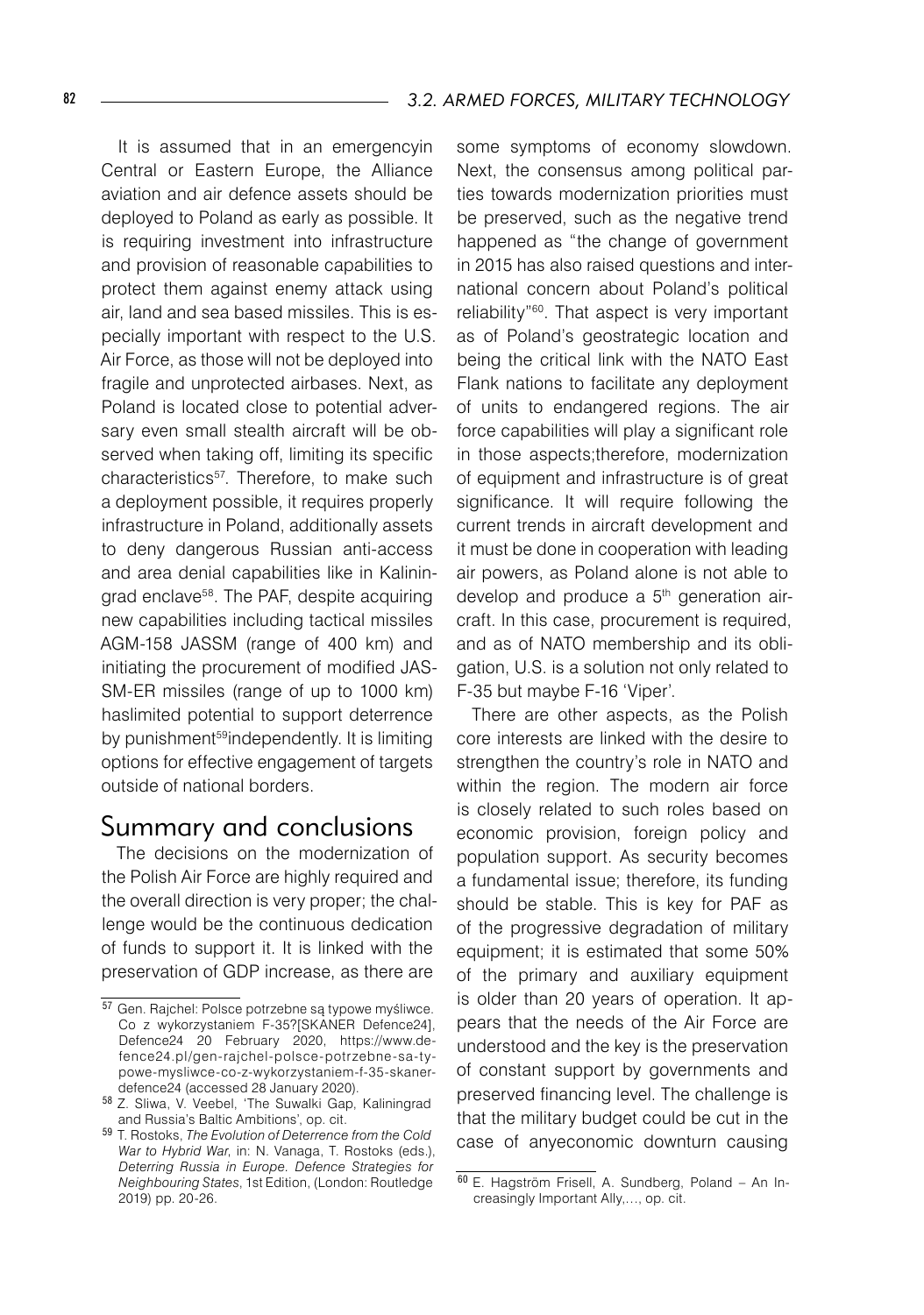It is assumed that in an emergencyin Central or Eastern Europe, the Alliance aviation and air defence assets should be deployed to Poland as early as possible. It is requiring investment into infrastructure and provision of reasonable capabilities to protect them against enemy attack using air, land and sea based missiles. This is especially important with respect to the U.S. Air Force, as those will not be deployed into fragile and unprotected airbases. Next, as Poland is located close to potential adversary even small stealth aircraft will be observed when taking off, limiting its specific characteristics[57]. Therefore, to make such a deployment possible, it requires properly infrastructure in Poland, additionally assets to deny dangerous Russian anti-access and area denial capabilities like in Kaliningrad enclave[58]. The PAF, despite acquiring new capabilities including tactical missiles AGM-158 JASSM (range of 400 km) and initiating the procurement of modified JASSM-ER missiles (range of up to 1000 km) haslimited potential to support deterrence by punishment[59]independently. It is limiting options for effective engagement of targets outside of national borders.

## Summary and conclusions

The decisions on the modernization of the Polish Air Force are highly required and the overall direction is very proper; the challenge would be the continuous dedication of funds to support it. It is linked with the preservation of GDP increase, as there are some symptoms of economy slowdown. Next, the consensus among political parties towards modernization priorities must be preserved, such as the negative trend happened as "the change of government in 2015 has also raised questions and international concern about Poland's political reliability"[60]. That aspect is very important as of Poland's geostrategic location and being the critical link with the NATO East Flank nations to facilitate any deployment of units to endangered regions. The air force capabilities will play a significant role in those aspects;therefore, modernization of equipment and infrastructure is of great significance. It will require following the current trends in aircraft development and it must be done in cooperation with leading air powers, as Poland alone is not able to develop and produce a 5th generation aircraft. In this case, procurement is required, and as of NATO membership and its obligation, U.S. is a solution not only related to F-35 but maybe F-16 'Viper'.

There are other aspects, as the Polish core interests are linked with the desire to strengthen the country's role in NATO and within the region. The modern air force is closely related to such roles based on economic provision, foreign policy and population support. As security becomes a fundamental issue; therefore, its funding should be stable. This is key for PAF as of the progressive degradation of military equipment; it is estimated that some 50% of the primary and auxiliary equipment is older than 20 years of operation. It appears that the needs of the Air Force are understood and the key is the preservation of constant support by governments and preserved financing level. The challenge is that the military budget could be cut in the case of anyeconomic downturn causing

---

[57] Gen. Rajchel: Polsce potrzebne są typowe myśliwce. Co z wykorzystaniem F-35?[SKANER Defence24], Defence24 20 February 2020, https://www.defence24.pl/gen-rajchel-polsce-potrzebne-sa-typowe-mysliwce-co-z-wykorzystaniem-f-35-skaner-defence24 (accessed 28 January 2020).

[58] Z. Sliwa, V. Veebel, 'The Suwalki Gap, Kaliningrad and Russia's Baltic Ambitions', op. cit.

[59] T. Rostoks, *The Evolution of Deterrence from the Cold War to Hybrid War*, in: N. Vanaga, T. Rostoks (eds.), *Deterring Russia in Europe. Defence Strategies for Neighbouring States*, 1st Edition, (London: Routledge 2019) pp. 20-26.

[60] E. Hagström Frisell, A. Sundberg, Poland – An Increasingly Important Ally,..., op. cit.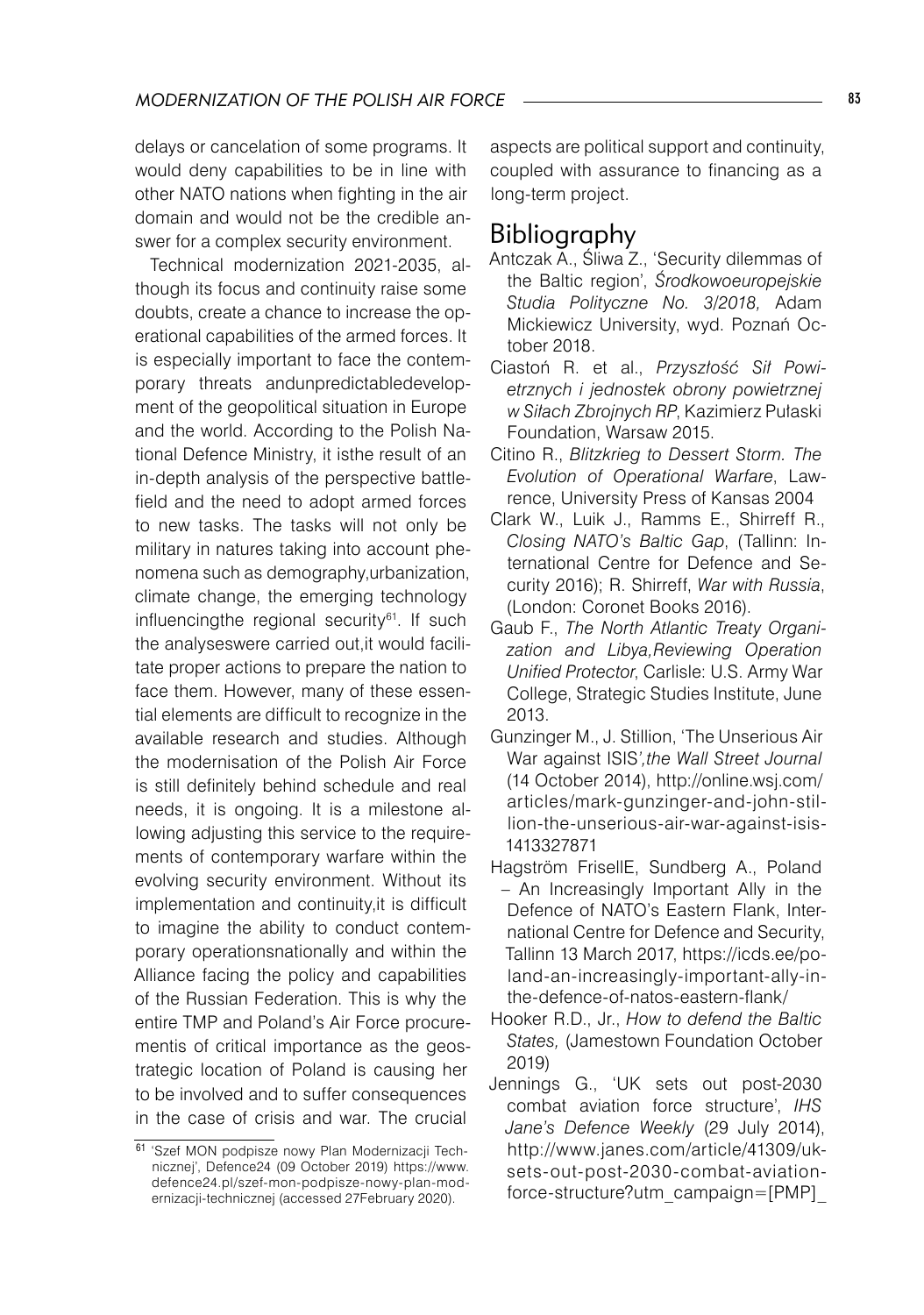delays or cancelation of some programs. It would deny capabilities to be in line with other NATO nations when fighting in the air domain and would not be the credible answer for a complex security environment.

Technical modernization 2021-2035, although its focus and continuity raise some doubts, create a chance to increase the operational capabilities of the armed forces. It is especially important to face the contemporary threats andunpredictabledevelopment of the geopolitical situation in Europe and the world. According to the Polish National Defence Ministry, it isthe result of an in-depth analysis of the perspective battlefield and the need to adopt armed forces to new tasks. The tasks will not only be military in natures taking into account phenomena such as demography,urbanization, climate change, the emerging technology influencingthe regional security[61]. If such the analyseswere carried out,it would facilitate proper actions to prepare the nation to face them. However, many of these essential elements are difficult to recognize in the available research and studies. Although the modernisation of the Polish Air Force is still definitely behind schedule and real needs, it is ongoing. It is a milestone allowing adjusting this service to the requirements of contemporary warfare within the evolving security environment. Without its implementation and continuity,it is difficult to imagine the ability to conduct contemporary operationsnationally and within the Alliance facing the policy and capabilities of the Russian Federation. This is why the entire TMP and Poland's Air Force procurementis of critical importance as the geostrategic location of Poland is causing her to be involved and to suffer consequences in the case of crisis and war. The crucial aspects are political support and continuity, coupled with assurance to financing as a long-term project.

[61] 'Szef MON podpisze nowy Plan Modernizacji Technicznej', Defence24 (09 October 2019) https://www.defence24.pl/szef-mon-podpisze-nowy-plan-modernizacji-technicznej (accessed 27February 2020).

## Bibliography

Antczak A., Śliwa Z., 'Security dilemmas of the Baltic region', *Środkowoeuropejskie Studia Polityczne No. 3/2018,* Adam Mickiewicz University, wyd. Poznań October 2018.

Ciastoń R. et al., *Przyszłość Sił Powietrznych i jednostek obrony powietrznej w Siłach Zbrojnych RP*, Kazimierz Pułaski Foundation, Warsaw 2015.

Citino R., *Blitzkrieg to Dessert Storm. The Evolution of Operational Warfare*, Lawrence, University Press of Kansas 2004

Clark W., Luik J., Ramms E., Shirreff R., *Closing NATO's Baltic Gap*, (Tallinn: International Centre for Defence and Security 2016); R. Shirreff, *War with Russia*, (London: Coronet Books 2016).

Gaub F., *The North Atlantic Treaty Organization and Libya,Reviewing Operation Unified Protector*, Carlisle: U.S. Army War College, Strategic Studies Institute, June 2013.

Gunzinger M., J. Stillion, 'The Unserious Air War against ISIS'*,the Wall Street Journal* (14 October 2014), http://online.wsj.com/articles/mark-gunzinger-and-john-stillion-the-unserious-air-war-against-isis-1413327871

Hagström FrisellE, Sundberg A., Poland – An Increasingly Important Ally in the Defence of NATO's Eastern Flank, International Centre for Defence and Security, Tallinn 13 March 2017, https://icds.ee/poland-an-increasingly-important-ally-in-the-defence-of-natos-eastern-flank/

Hooker R.D., Jr., *How to defend the Baltic States,* (Jamestown Foundation October 2019)

Jennings G., 'UK sets out post-2030 combat aviation force structure', *IHS Jane's Defence Weekly* (29 July 2014), http://www.janes.com/article/41309/uk-sets-out-post-2030-combat-aviation-force-structure?utm_campaign=[PMP]_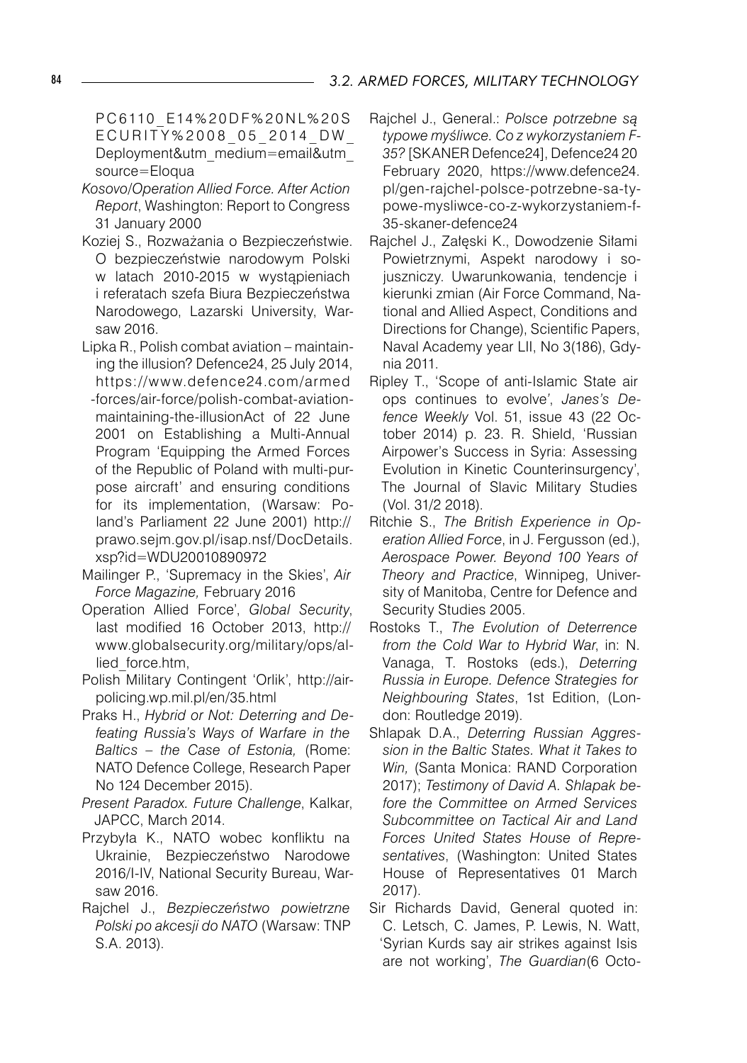PC6110_E14%20DF%20NL%20SECURITY%2008_05_2014_DW_Deployment&utm_medium=email&utm_source=Eloqua

*Kosovo/Operation Allied Force. After Action Report*, Washington: Report to Congress 31 January 2000

Koziej S., Rozważania o Bezpieczeństwie. O bezpieczeństwie narodowym Polski w latach 2010-2015 w wystąpieniach i referatach szefa Biura Bezpieczeństwa Narodowego, Lazarski University, Warsaw 2016.

Lipka R., Polish combat aviation – maintaining the illusion? Defence24, 25 July 2014, https://www.defence24.com/armed-forces/air-force/polish-combat-aviation-maintaining-the-illusionAct of 22 June 2001 on Establishing a Multi-Annual Program 'Equipping the Armed Forces of the Republic of Poland with multi-purpose aircraft' and ensuring conditions for its implementation, (Warsaw: Poland's Parliament 22 June 2001) http://prawo.sejm.gov.pl/isap.nsf/DocDetails.xsp?id=WDU20010890972

Mailinger P., 'Supremacy in the Skies', *Air Force Magazine,* February 2016

Operation Allied Force', *Global Security*, last modified 16 October 2013, http://www.globalsecurity.org/military/ops/allied_force.htm,

Polish Military Contingent 'Orlik', http://airpolicing.wp.mil.pl/en/35.html

Praks H., *Hybrid or Not: Deterring and Defeating Russia's Ways of Warfare in the Baltics – the Case of Estonia,* (Rome: NATO Defence College, Research Paper No 124 December 2015).

*Present Paradox. Future Challenge*, Kalkar, JAPCC, March 2014.

Przybyła K., NATO wobec konfliktu na Ukrainie, Bezpieczeństwo Narodowe 2016/I-IV, National Security Bureau, Warsaw 2016.

Rajchel J., *Bezpieczeństwo powietrzne Polski po akcesji do NATO* (Warsaw: TNP S.A. 2013).

Rajchel J., General.: *Polsce potrzebne są typowe myśliwce. Co z wykorzystaniem F-35?* [SKANER Defence24], Defence24 20 February 2020, https://www.defence24.pl/gen-rajchel-polsce-potrzebne-sa-typowe-mysliwce-co-z-wykorzystaniem-f-35-skaner-defence24

Rajchel J., Załęski K., Dowodzenie Siłami Powietrznymi, Aspekt narodowy i sojuszniczy. Uwarunkowania, tendencje i kierunki zmian (Air Force Command, National and Allied Aspect, Conditions and Directions for Change), Scientific Papers, Naval Academy year LII, No 3(186), Gdynia 2011.

Ripley T., 'Scope of anti-Islamic State air ops continues to evolve', *Janes's Defence Weekly* Vol. 51, issue 43 (22 October 2014) p. 23. R. Shield, 'Russian Airpower's Success in Syria: Assessing Evolution in Kinetic Counterinsurgency', The Journal of Slavic Military Studies (Vol. 31/2 2018).

Ritchie S., *The British Experience in Operation Allied Force*, in J. Fergusson (ed.), *Aerospace Power. Beyond 100 Years of Theory and Practice*, Winnipeg, University of Manitoba, Centre for Defence and Security Studies 2005.

Rostoks T., *The Evolution of Deterrence from the Cold War to Hybrid War*, in: N. Vanaga, T. Rostoks (eds.), *Deterring Russia in Europe. Defence Strategies for Neighbouring States*, 1st Edition, (London: Routledge 2019).

Shlapak D.A., *Deterring Russian Aggression in the Baltic States. What it Takes to Win,* (Santa Monica: RAND Corporation 2017); *Testimony of David A. Shlapak before the Committee on Armed Services Subcommittee on Tactical Air and Land Forces United States House of Representatives*, (Washington: United States House of Representatives 01 March 2017).

Sir Richards David, General quoted in: C. Letsch, C. James, P. Lewis, N. Watt, 'Syrian Kurds say air strikes against Isis are not working', *The Guardian*(6 Octo-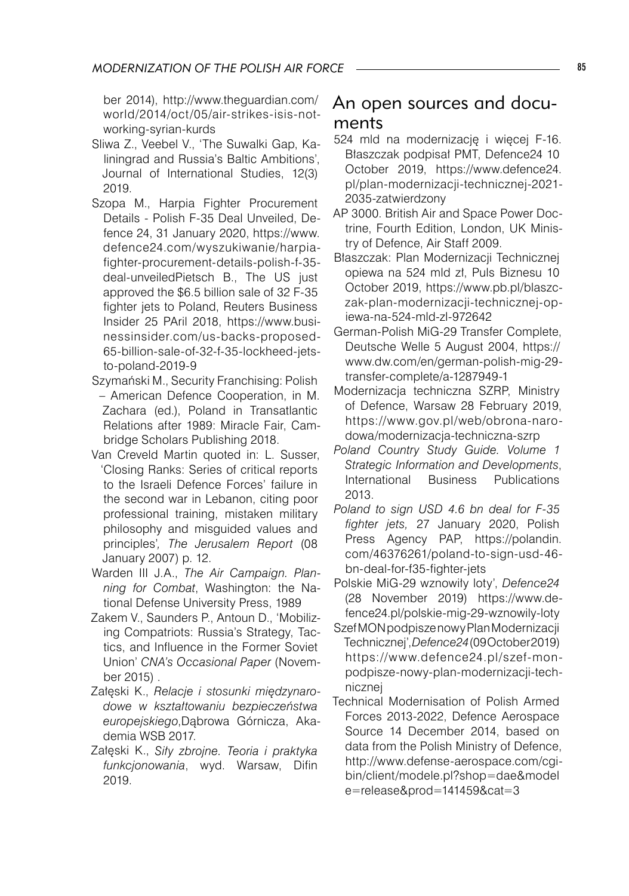ber 2014), http://www.theguardian.com/world/2014/oct/05/air-strikes-isis-not-working-syrian-kurds

Sliwa Z., Veebel V., 'The Suwalki Gap, Kaliningrad and Russia's Baltic Ambitions', Journal of International Studies, 12(3) 2019.

Szopa M., Harpia Fighter Procurement Details - Polish F-35 Deal Unveiled, Defence 24, 31 January 2020, https://www.defence24.com/wyszukiwanie/harpia-fighter-procurement-details-polish-f-35-deal-unveiledPietsch B., The US just approved the $6.5 billion sale of 32 F-35 fighter jets to Poland, Reuters Business Insider 25 PAril 2018, https://www.businessinsider.com/us-backs-proposed-65-billion-sale-of-32-f-35-lockheed-jets-to-poland-2019-9

Szymański M., Security Franchising: Polish – American Defence Cooperation, in M. Zachara (ed.), Poland in Transatlantic Relations after 1989: Miracle Fair, Cambridge Scholars Publishing 2018.

Van Creveld Martin quoted in: L. Susser, 'Closing Ranks: Series of critical reports to the Israeli Defence Forces' failure in the second war in Lebanon, citing poor professional training, mistaken military philosophy and misguided values and principles', *The Jerusalem Report* (08 January 2007) p. 12.

Warden III J.A., *The Air Campaign. Planning for Combat*, Washington: the National Defense University Press, 1989

Zakem V., Saunders P., Antoun D., 'Mobilizing Compatriots: Russia's Strategy, Tactics, and Influence in the Former Soviet Union' *CNA's Occasional Paper* (November 2015) .

Załęski K., *Relacje i stosunki międzynarodowe w kształtowaniu bezpieczeństwa europejskiego*,Dąbrowa Górnicza, Akademia WSB 2017.

Załęski K., *Siły zbrojne. Teoria i praktyka funkcjonowania*, wyd. Warsaw, Difin 2019.

## An open sources and documents

524 mld na modernizację i więcej F-16. Błaszczak podpisał PMT, Defence24 10 October 2019, https://www.defence24.pl/plan-modernizacji-technicznej-2021-2035-zatwierdzony

AP 3000. British Air and Space Power Doctrine, Fourth Edition, London, UK Ministry of Defence, Air Staff 2009.

Błaszczak: Plan Modernizacji Technicznej opiewa na 524 mld zł, Puls Biznesu 10 October 2019, https://www.pb.pl/blaszczak-plan-modernizacji-technicznej-opiewa-na-524-mld-zl-972642

German-Polish MiG-29 Transfer Complete, Deutsche Welle 5 August 2004, https://www.dw.com/en/german-polish-mig-29-transfer-complete/a-1287949-1

Modernizacja techniczna SZRP, Ministry of Defence, Warsaw 28 February 2019, https://www.gov.pl/web/obrona-narodowa/modernizacja-techniczna-szrp

*Poland Country Study Guide. Volume 1 Strategic Information and Developments*, International Business Publications 2013.

*Poland to sign USD 4.6 bn deal for F-35 fighter jets,* 27 January 2020, Polish Press Agency PAP, https://polandin.com/46376261/poland-to-sign-usd-46-bn-deal-for-f35-fighter-jets

Polskie MiG-29 wznowiły loty', *Defence24* (28 November 2019) https://www.defence24.pl/polskie-mig-29-wznowily-loty

Szef MON podpisze nowy Plan Modernizacji Technicznej',*Defence24* (09 October 2019) https://www.defence24.pl/szef-mon-podpisze-nowy-plan-modernizacji-technicznej

Technical Modernisation of Polish Armed Forces 2013-2022, Defence Aerospace Source 14 December 2014, based on data from the Polish Ministry of Defence, http://www.defense-aerospace.com/cgi-bin/client/modele.pl?shop=dae&modele=release&prod=141459&cat=3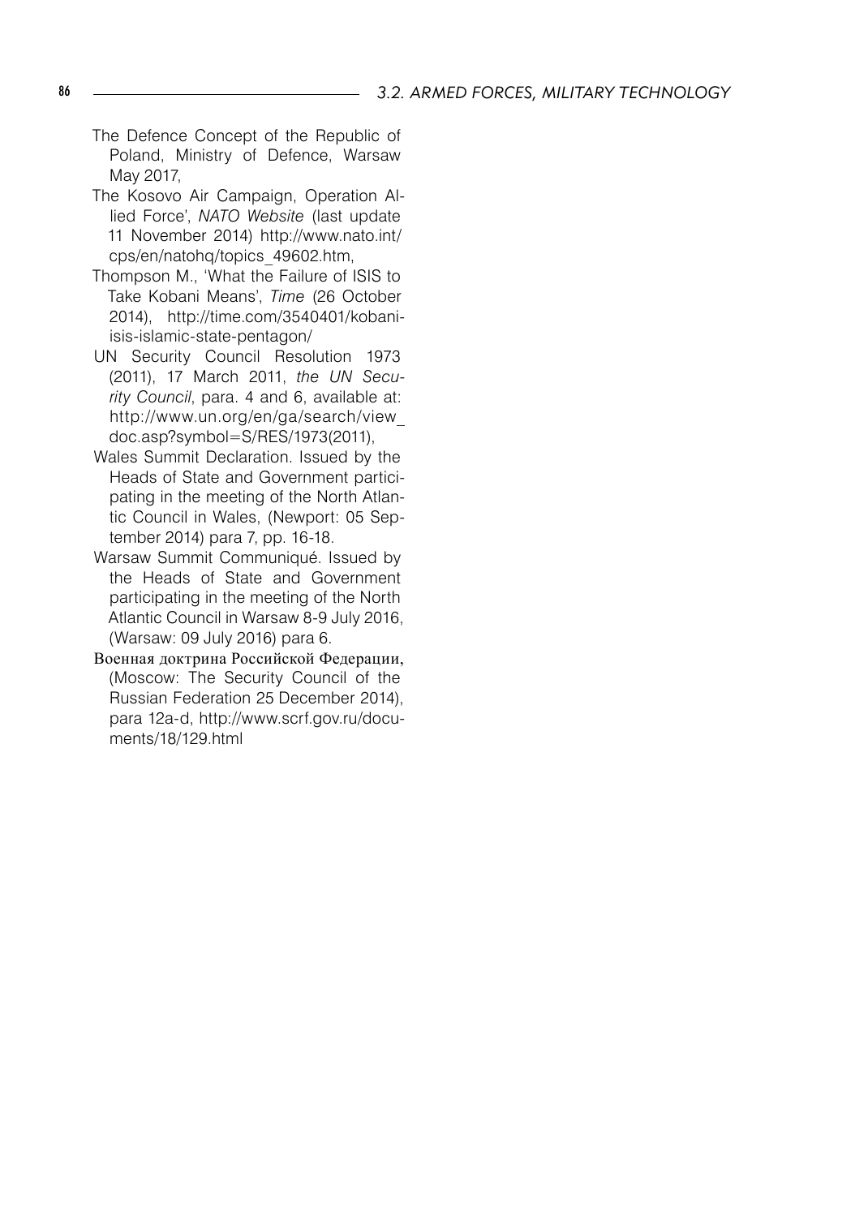The Defence Concept of the Republic of Poland, Ministry of Defence, Warsaw May 2017,

The Kosovo Air Campaign, Operation Allied Force', *NATO Website* (last update 11 November 2014) http://www.nato.int/cps/en/natohq/topics_49602.htm,

Thompson M., 'What the Failure of ISIS to Take Kobani Means', *Time* (26 October 2014), http://time.com/3540401/kobani-isis-islamic-state-pentagon/

UN Security Council Resolution 1973 (2011), 17 March 2011, *the UN Security Council*, para. 4 and 6, available at: http://www.un.org/en/ga/search/view_doc.asp?symbol=S/RES/1973(2011),

Wales Summit Declaration. Issued by the Heads of State and Government participating in the meeting of the North Atlantic Council in Wales, (Newport: 05 September 2014) para 7, pp. 16-18.

Warsaw Summit Communiqué. Issued by the Heads of State and Government participating in the meeting of the North Atlantic Council in Warsaw 8-9 July 2016, (Warsaw: 09 July 2016) para 6.

Военная доктрина Российской Федерации, (Moscow: The Security Council of the Russian Federation 25 December 2014), para 12a-d, http://www.scrf.gov.ru/documents/18/129.html